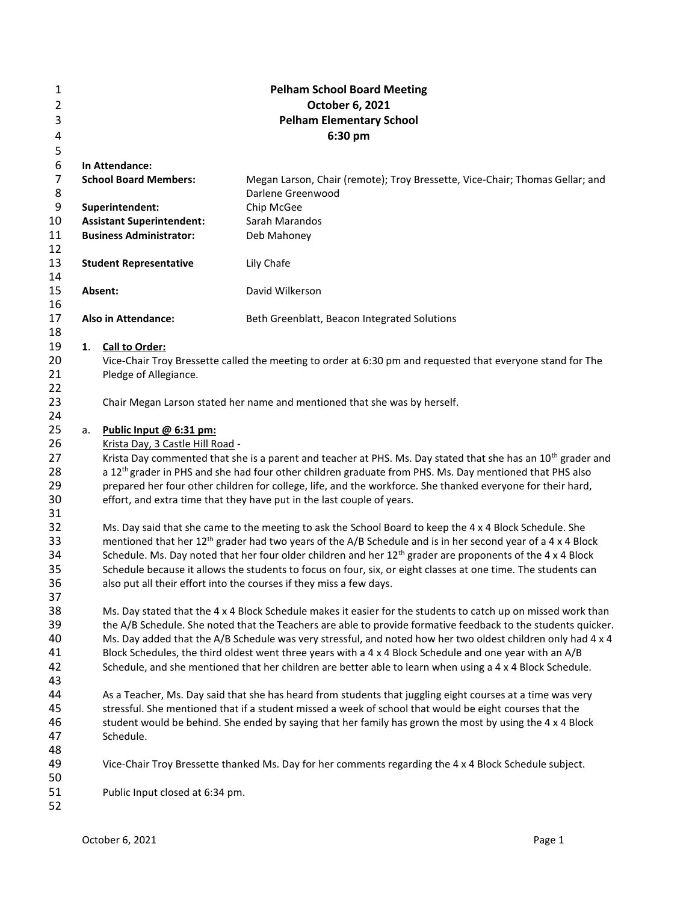# Pelham School Board Meeting
## October 6, 2021
## Pelham Elementary School
## 6:30 pm

**In Attendance:**

| | |
|---|---|
| **School Board Members:** | Megan Larson, Chair (remote); Troy Bressette, Vice-Chair; Thomas Gellar; and Darlene Greenwood |
| **Superintendent:** | Chip McGee |
| **Assistant Superintendent:** | Sarah Marandos |
| **Business Administrator:** | Deb Mahoney |
| **Student Representative** | Lily Chafe |
| **Absent:** | David Wilkerson |
| **Also in Attendance:** | Beth Greenblatt, Beacon Integrated Solutions |

**1. Call to Order:**

Vice-Chair Troy Bressette called the meeting to order at 6:30 pm and requested that everyone stand for The Pledge of Allegiance.

Chair Megan Larson stated her name and mentioned that she was by herself.

a. **Public Input @ 6:31 pm:**

Krista Day, 3 Castle Hill Road -

Krista Day commented that she is a parent and teacher at PHS. Ms. Day stated that she has an 10th grader and a 12th grader in PHS and she had four other children graduate from PHS. Ms. Day mentioned that PHS also prepared her four other children for college, life, and the workforce. She thanked everyone for their hard, effort, and extra time that they have put in the last couple of years.

Ms. Day said that she came to the meeting to ask the School Board to keep the 4 x 4 Block Schedule. She mentioned that her 12th grader had two years of the A/B Schedule and is in her second year of a 4 x 4 Block Schedule. Ms. Day noted that her four older children and her 12th grader are proponents of the 4 x 4 Block Schedule because it allows the students to focus on four, six, or eight classes at one time. The students can also put all their effort into the courses if they miss a few days.

Ms. Day stated that the 4 x 4 Block Schedule makes it easier for the students to catch up on missed work than the A/B Schedule. She noted that the Teachers are able to provide formative feedback to the students quicker. Ms. Day added that the A/B Schedule was very stressful, and noted how her two oldest children only had 4 x 4 Block Schedules, the third oldest went three years with a 4 x 4 Block Schedule and one year with an A/B Schedule, and she mentioned that her children are better able to learn when using a 4 x 4 Block Schedule.

As a Teacher, Ms. Day said that she has heard from students that juggling eight courses at a time was very stressful. She mentioned that if a student missed a week of school that would be eight courses that the student would be behind. She ended by saying that her family has grown the most by using the 4 x 4 Block Schedule.

Vice-Chair Troy Bressette thanked Ms. Day for her comments regarding the 4 x 4 Block Schedule subject.

Public Input closed at 6:34 pm.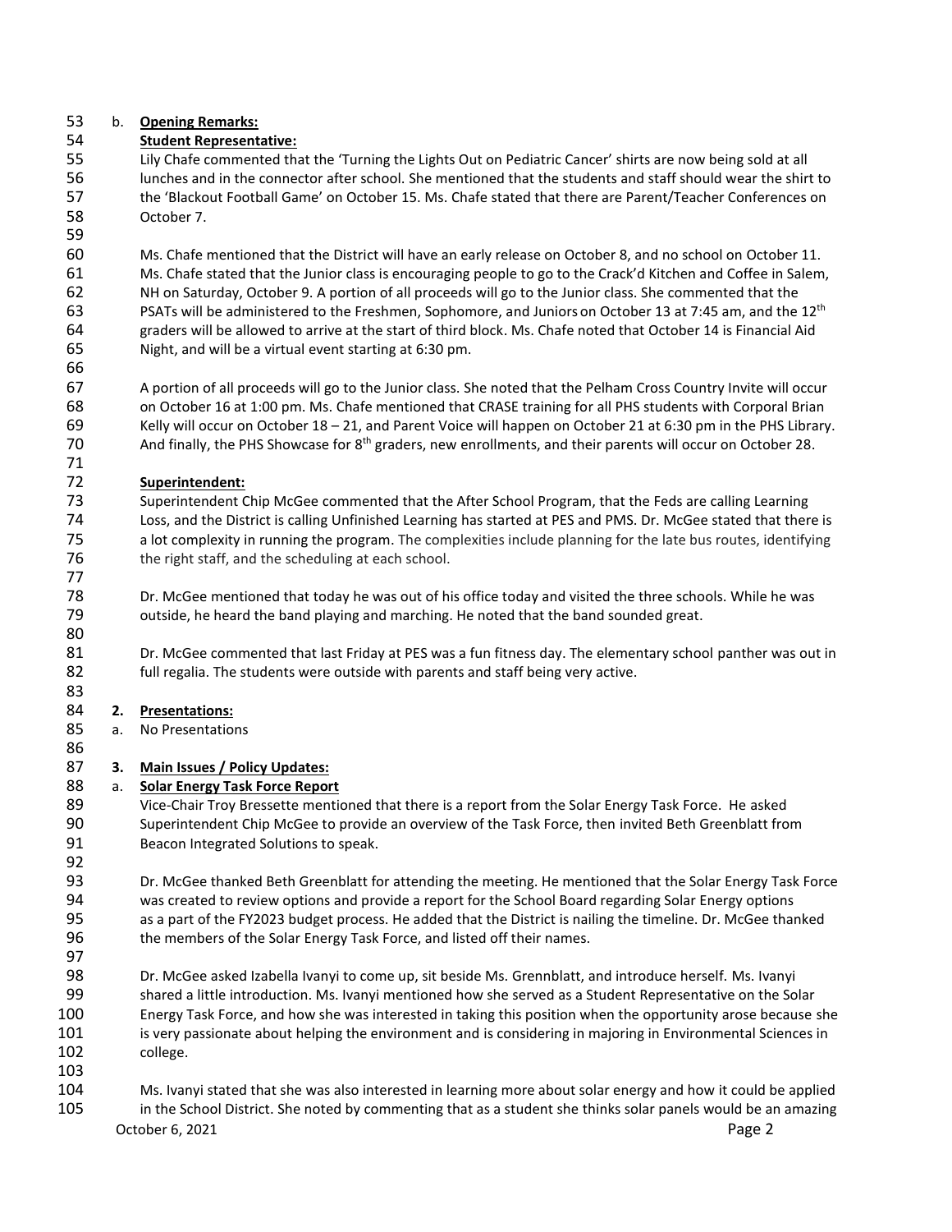b. **Opening Remarks:**

**Student Representative:**

Lily Chafe commented that the 'Turning the Lights Out on Pediatric Cancer' shirts are now being sold at all lunches and in the connector after school. She mentioned that the students and staff should wear the shirt to the 'Blackout Football Game' on October 15. Ms. Chafe stated that there are Parent/Teacher Conferences on October 7.

Ms. Chafe mentioned that the District will have an early release on October 8, and no school on October 11. Ms. Chafe stated that the Junior class is encouraging people to go to the Crack'd Kitchen and Coffee in Salem, NH on Saturday, October 9. A portion of all proceeds will go to the Junior class. She commented that the PSATs will be administered to the Freshmen, Sophomore, and Juniors on October 13 at 7:45 am, and the 12th graders will be allowed to arrive at the start of third block. Ms. Chafe noted that October 14 is Financial Aid Night, and will be a virtual event starting at 6:30 pm.

A portion of all proceeds will go to the Junior class. She noted that the Pelham Cross Country Invite will occur on October 16 at 1:00 pm. Ms. Chafe mentioned that CRASE training for all PHS students with Corporal Brian Kelly will occur on October 18 – 21, and Parent Voice will happen on October 21 at 6:30 pm in the PHS Library. And finally, the PHS Showcase for 8th graders, new enrollments, and their parents will occur on October 28.

**Superintendent:**

Superintendent Chip McGee commented that the After School Program, that the Feds are calling Learning Loss, and the District is calling Unfinished Learning has started at PES and PMS. Dr. McGee stated that there is a lot complexity in running the program. The complexities include planning for the late bus routes, identifying the right staff, and the scheduling at each school.

Dr. McGee mentioned that today he was out of his office today and visited the three schools. While he was outside, he heard the band playing and marching. He noted that the band sounded great.

Dr. McGee commented that last Friday at PES was a fun fitness day. The elementary school panther was out in full regalia. The students were outside with parents and staff being very active.

**2. Presentations:**

a. No Presentations

**3. Main Issues / Policy Updates:**

a. **Solar Energy Task Force Report**

Vice-Chair Troy Bressette mentioned that there is a report from the Solar Energy Task Force. He asked Superintendent Chip McGee to provide an overview of the Task Force, then invited Beth Greenblatt from Beacon Integrated Solutions to speak.

Dr. McGee thanked Beth Greenblatt for attending the meeting. He mentioned that the Solar Energy Task Force was created to review options and provide a report for the School Board regarding Solar Energy options as a part of the FY2023 budget process. He added that the District is nailing the timeline. Dr. McGee thanked the members of the Solar Energy Task Force, and listed off their names.

Dr. McGee asked Izabella Ivanyi to come up, sit beside Ms. Grennblatt, and introduce herself. Ms. Ivanyi shared a little introduction. Ms. Ivanyi mentioned how she served as a Student Representative on the Solar Energy Task Force, and how she was interested in taking this position when the opportunity arose because she is very passionate about helping the environment and is considering in majoring in Environmental Sciences in college.

Ms. Ivanyi stated that she was also interested in learning more about solar energy and how it could be applied in the School District. She noted by commenting that as a student she thinks solar panels would be an amazing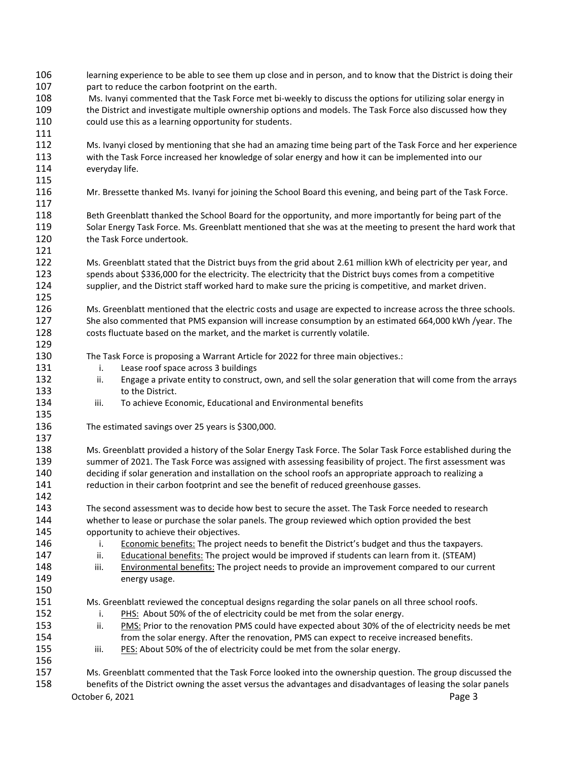learning experience to be able to see them up close and in person, and to know that the District is doing their part to reduce the carbon footprint on the earth.

Ms. Ivanyi commented that the Task Force met bi-weekly to discuss the options for utilizing solar energy in the District and investigate multiple ownership options and models. The Task Force also discussed how they could use this as a learning opportunity for students.

Ms. Ivanyi closed by mentioning that she had an amazing time being part of the Task Force and her experience with the Task Force increased her knowledge of solar energy and how it can be implemented into our everyday life.

Mr. Bressette thanked Ms. Ivanyi for joining the School Board this evening, and being part of the Task Force.

Beth Greenblatt thanked the School Board for the opportunity, and more importantly for being part of the Solar Energy Task Force. Ms. Greenblatt mentioned that she was at the meeting to present the hard work that the Task Force undertook.

Ms. Greenblatt stated that the District buys from the grid about 2.61 million kWh of electricity per year, and spends about $336,000 for the electricity. The electricity that the District buys comes from a competitive supplier, and the District staff worked hard to make sure the pricing is competitive, and market driven.

Ms. Greenblatt mentioned that the electric costs and usage are expected to increase across the three schools. She also commented that PMS expansion will increase consumption by an estimated 664,000 kWh /year. The costs fluctuate based on the market, and the market is currently volatile.

The Task Force is proposing a Warrant Article for 2022 for three main objectives.:

i. Lease roof space across 3 buildings
ii. Engage a private entity to construct, own, and sell the solar generation that will come from the arrays to the District.
iii. To achieve Economic, Educational and Environmental benefits

The estimated savings over 25 years is $300,000.

Ms. Greenblatt provided a history of the Solar Energy Task Force. The Solar Task Force established during the summer of 2021. The Task Force was assigned with assessing feasibility of project. The first assessment was deciding if solar generation and installation on the school roofs an appropriate approach to realizing a reduction in their carbon footprint and see the benefit of reduced greenhouse gasses.

The second assessment was to decide how best to secure the asset. The Task Force needed to research whether to lease or purchase the solar panels. The group reviewed which option provided the best opportunity to achieve their objectives.

i. <u>Economic benefits:</u> The project needs to benefit the District's budget and thus the taxpayers.
ii. <u>Educational benefits:</u> The project would be improved if students can learn from it. (STEAM)
iii. <u>Environmental benefits:</u> The project needs to provide an improvement compared to our current energy usage.

Ms. Greenblatt reviewed the conceptual designs regarding the solar panels on all three school roofs.

i. <u>PHS:</u> About 50% of the of electricity could be met from the solar energy.
ii. <u>PMS:</u> Prior to the renovation PMS could have expected about 30% of the of electricity needs be met from the solar energy. After the renovation, PMS can expect to receive increased benefits.
iii. <u>PES:</u> About 50% of the of electricity could be met from the solar energy.

Ms. Greenblatt commented that the Task Force looked into the ownership question. The group discussed the benefits of the District owning the asset versus the advantages and disadvantages of leasing the solar panels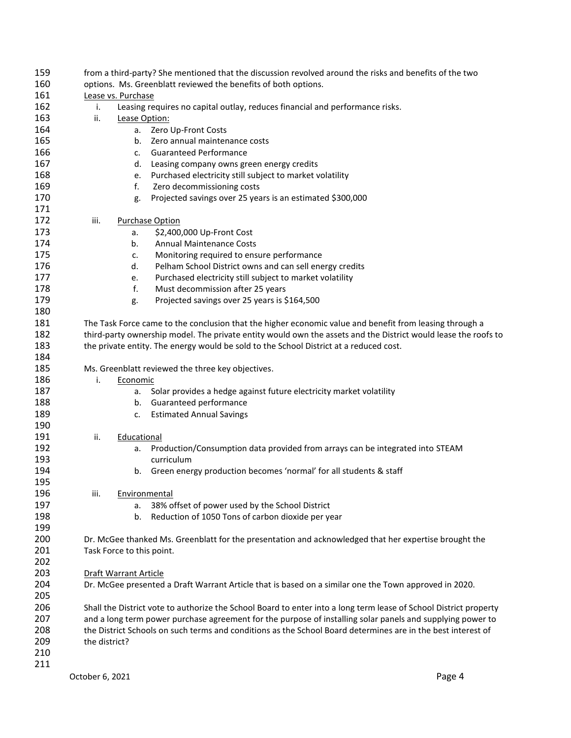from a third-party? She mentioned that the discussion revolved around the risks and benefits of the two options. Ms. Greenblatt reviewed the benefits of both options.

Lease vs. Purchase

i. Leasing requires no capital outlay, reduces financial and performance risks.

ii. Lease Option:
   a. Zero Up-Front Costs
   b. Zero annual maintenance costs
   c. Guaranteed Performance
   d. Leasing company owns green energy credits
   e. Purchased electricity still subject to market volatility
   f. Zero decommissioning costs
   g. Projected savings over 25 years is an estimated $300,000

iii. Purchase Option
   a. $2,400,000 Up-Front Cost
   b. Annual Maintenance Costs
   c. Monitoring required to ensure performance
   d. Pelham School District owns and can sell energy credits
   e. Purchased electricity still subject to market volatility
   f. Must decommission after 25 years
   g. Projected savings over 25 years is $164,500

The Task Force came to the conclusion that the higher economic value and benefit from leasing through a third-party ownership model. The private entity would own the assets and the District would lease the roofs to the private entity. The energy would be sold to the School District at a reduced cost.

Ms. Greenblatt reviewed the three key objectives.

i. Economic
   a. Solar provides a hedge against future electricity market volatility
   b. Guaranteed performance
   c. Estimated Annual Savings

ii. Educational
   a. Production/Consumption data provided from arrays can be integrated into STEAM curriculum
   b. Green energy production becomes 'normal' for all students & staff

iii. Environmental
   a. 38% offset of power used by the School District
   b. Reduction of 1050 Tons of carbon dioxide per year

Dr. McGee thanked Ms. Greenblatt for the presentation and acknowledged that her expertise brought the Task Force to this point.

Draft Warrant Article

Dr. McGee presented a Draft Warrant Article that is based on a similar one the Town approved in 2020.

Shall the District vote to authorize the School Board to enter into a long term lease of School District property and a long term power purchase agreement for the purpose of installing solar panels and supplying power to the District Schools on such terms and conditions as the School Board determines are in the best interest of the district?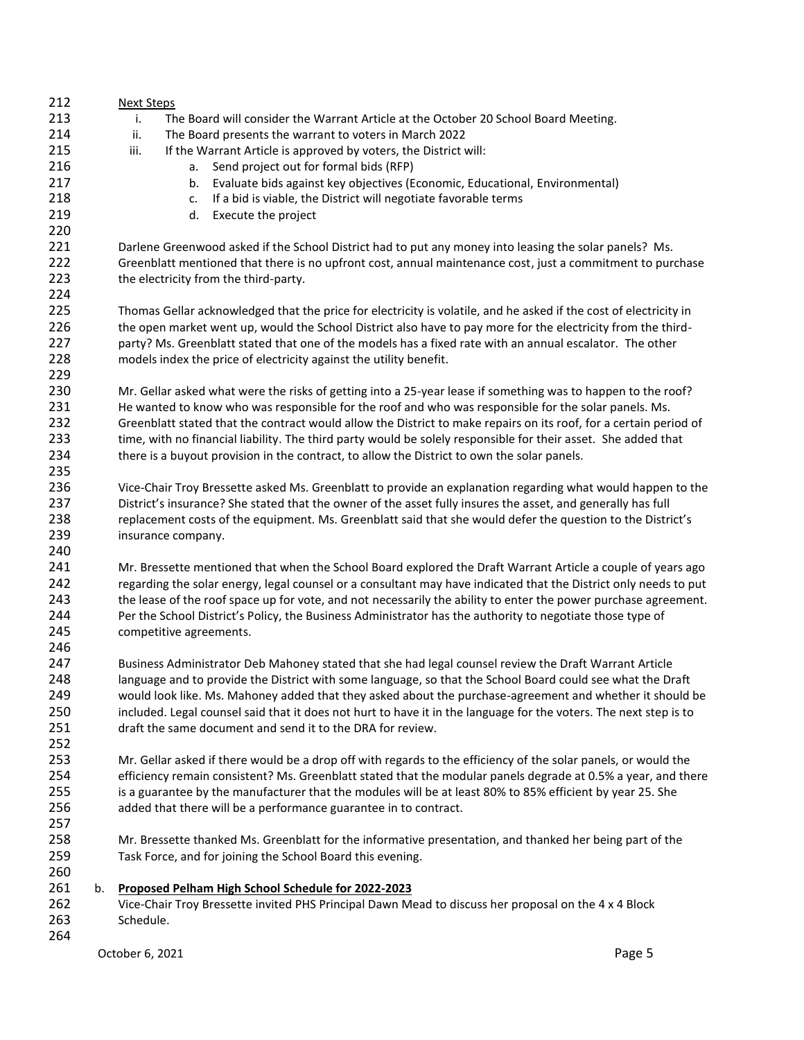Next Steps

i. The Board will consider the Warrant Article at the October 20 School Board Meeting.
ii. The Board presents the warrant to voters in March 2022
iii. If the Warrant Article is approved by voters, the District will:
   a. Send project out for formal bids (RFP)
   b. Evaluate bids against key objectives (Economic, Educational, Environmental)
   c. If a bid is viable, the District will negotiate favorable terms
   d. Execute the project

Darlene Greenwood asked if the School District had to put any money into leasing the solar panels? Ms. Greenblatt mentioned that there is no upfront cost, annual maintenance cost, just a commitment to purchase the electricity from the third-party.

Thomas Gellar acknowledged that the price for electricity is volatile, and he asked if the cost of electricity in the open market went up, would the School District also have to pay more for the electricity from the third-party? Ms. Greenblatt stated that one of the models has a fixed rate with an annual escalator. The other models index the price of electricity against the utility benefit.

Mr. Gellar asked what were the risks of getting into a 25-year lease if something was to happen to the roof? He wanted to know who was responsible for the roof and who was responsible for the solar panels. Ms. Greenblatt stated that the contract would allow the District to make repairs on its roof, for a certain period of time, with no financial liability. The third party would be solely responsible for their asset. She added that there is a buyout provision in the contract, to allow the District to own the solar panels.

Vice-Chair Troy Bressette asked Ms. Greenblatt to provide an explanation regarding what would happen to the District's insurance? She stated that the owner of the asset fully insures the asset, and generally has full replacement costs of the equipment. Ms. Greenblatt said that she would defer the question to the District's insurance company.

Mr. Bressette mentioned that when the School Board explored the Draft Warrant Article a couple of years ago regarding the solar energy, legal counsel or a consultant may have indicated that the District only needs to put the lease of the roof space up for vote, and not necessarily the ability to enter the power purchase agreement. Per the School District's Policy, the Business Administrator has the authority to negotiate those type of competitive agreements.

Business Administrator Deb Mahoney stated that she had legal counsel review the Draft Warrant Article language and to provide the District with some language, so that the School Board could see what the Draft would look like. Ms. Mahoney added that they asked about the purchase-agreement and whether it should be included. Legal counsel said that it does not hurt to have it in the language for the voters. The next step is to draft the same document and send it to the DRA for review.

Mr. Gellar asked if there would be a drop off with regards to the efficiency of the solar panels, or would the efficiency remain consistent? Ms. Greenblatt stated that the modular panels degrade at 0.5% a year, and there is a guarantee by the manufacturer that the modules will be at least 80% to 85% efficient by year 25. She added that there will be a performance guarantee in to contract.

Mr. Bressette thanked Ms. Greenblatt for the informative presentation, and thanked her being part of the Task Force, and for joining the School Board this evening.

b. **Proposed Pelham High School Schedule for 2022-2023**

Vice-Chair Troy Bressette invited PHS Principal Dawn Mead to discuss her proposal on the 4 x 4 Block Schedule.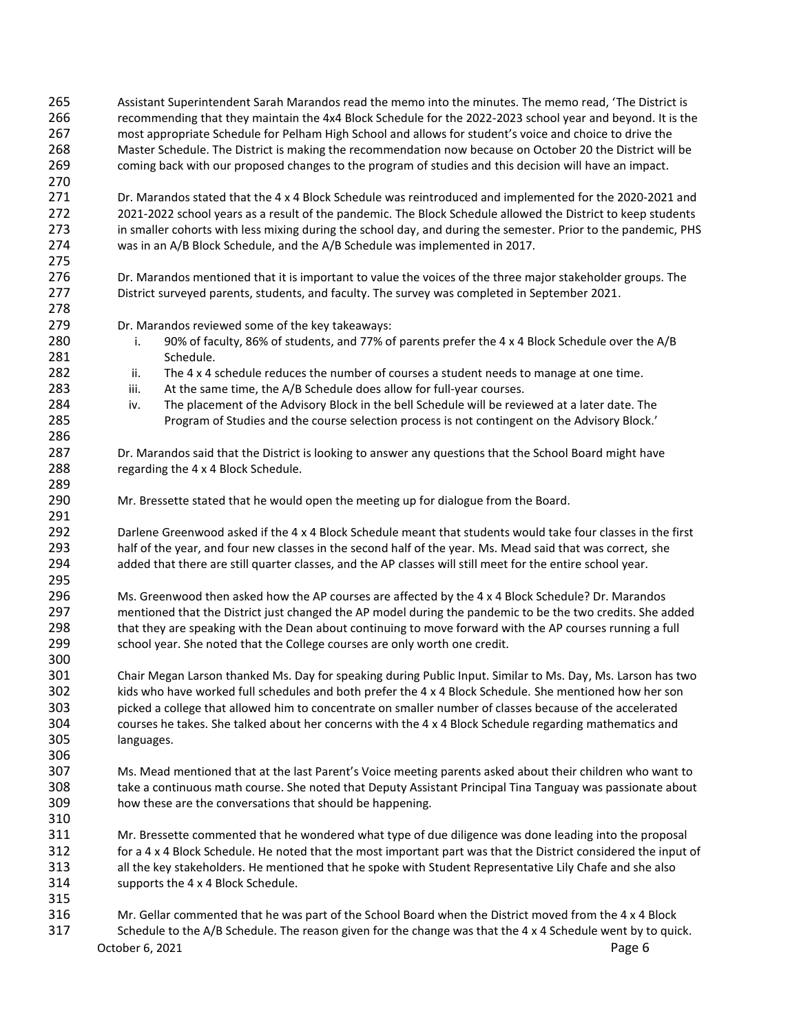Assistant Superintendent Sarah Marandos read the memo into the minutes. The memo read, 'The District is recommending that they maintain the 4x4 Block Schedule for the 2022-2023 school year and beyond. It is the most appropriate Schedule for Pelham High School and allows for student's voice and choice to drive the Master Schedule. The District is making the recommendation now because on October 20 the District will be coming back with our proposed changes to the program of studies and this decision will have an impact.

Dr. Marandos stated that the 4 x 4 Block Schedule was reintroduced and implemented for the 2020-2021 and 2021-2022 school years as a result of the pandemic. The Block Schedule allowed the District to keep students in smaller cohorts with less mixing during the school day, and during the semester. Prior to the pandemic, PHS was in an A/B Block Schedule, and the A/B Schedule was implemented in 2017.

Dr. Marandos mentioned that it is important to value the voices of the three major stakeholder groups. The District surveyed parents, students, and faculty. The survey was completed in September 2021.

Dr. Marandos reviewed some of the key takeaways:

i. 90% of faculty, 86% of students, and 77% of parents prefer the 4 x 4 Block Schedule over the A/B Schedule.
ii. The 4 x 4 schedule reduces the number of courses a student needs to manage at one time.
iii. At the same time, the A/B Schedule does allow for full-year courses.
iv. The placement of the Advisory Block in the bell Schedule will be reviewed at a later date. The Program of Studies and the course selection process is not contingent on the Advisory Block.'

Dr. Marandos said that the District is looking to answer any questions that the School Board might have regarding the 4 x 4 Block Schedule.

Mr. Bressette stated that he would open the meeting up for dialogue from the Board.

Darlene Greenwood asked if the 4 x 4 Block Schedule meant that students would take four classes in the first half of the year, and four new classes in the second half of the year. Ms. Mead said that was correct, she added that there are still quarter classes, and the AP classes will still meet for the entire school year.

Ms. Greenwood then asked how the AP courses are affected by the 4 x 4 Block Schedule? Dr. Marandos mentioned that the District just changed the AP model during the pandemic to be the two credits. She added that they are speaking with the Dean about continuing to move forward with the AP courses running a full school year. She noted that the College courses are only worth one credit.

Chair Megan Larson thanked Ms. Day for speaking during Public Input. Similar to Ms. Day, Ms. Larson has two kids who have worked full schedules and both prefer the 4 x 4 Block Schedule. She mentioned how her son picked a college that allowed him to concentrate on smaller number of classes because of the accelerated courses he takes. She talked about her concerns with the 4 x 4 Block Schedule regarding mathematics and languages.

Ms. Mead mentioned that at the last Parent's Voice meeting parents asked about their children who want to take a continuous math course. She noted that Deputy Assistant Principal Tina Tanguay was passionate about how these are the conversations that should be happening.

Mr. Bressette commented that he wondered what type of due diligence was done leading into the proposal for a 4 x 4 Block Schedule. He noted that the most important part was that the District considered the input of all the key stakeholders. He mentioned that he spoke with Student Representative Lily Chafe and she also supports the 4 x 4 Block Schedule.

Mr. Gellar commented that he was part of the School Board when the District moved from the 4 x 4 Block Schedule to the A/B Schedule. The reason given for the change was that the 4 x 4 Schedule went by to quick.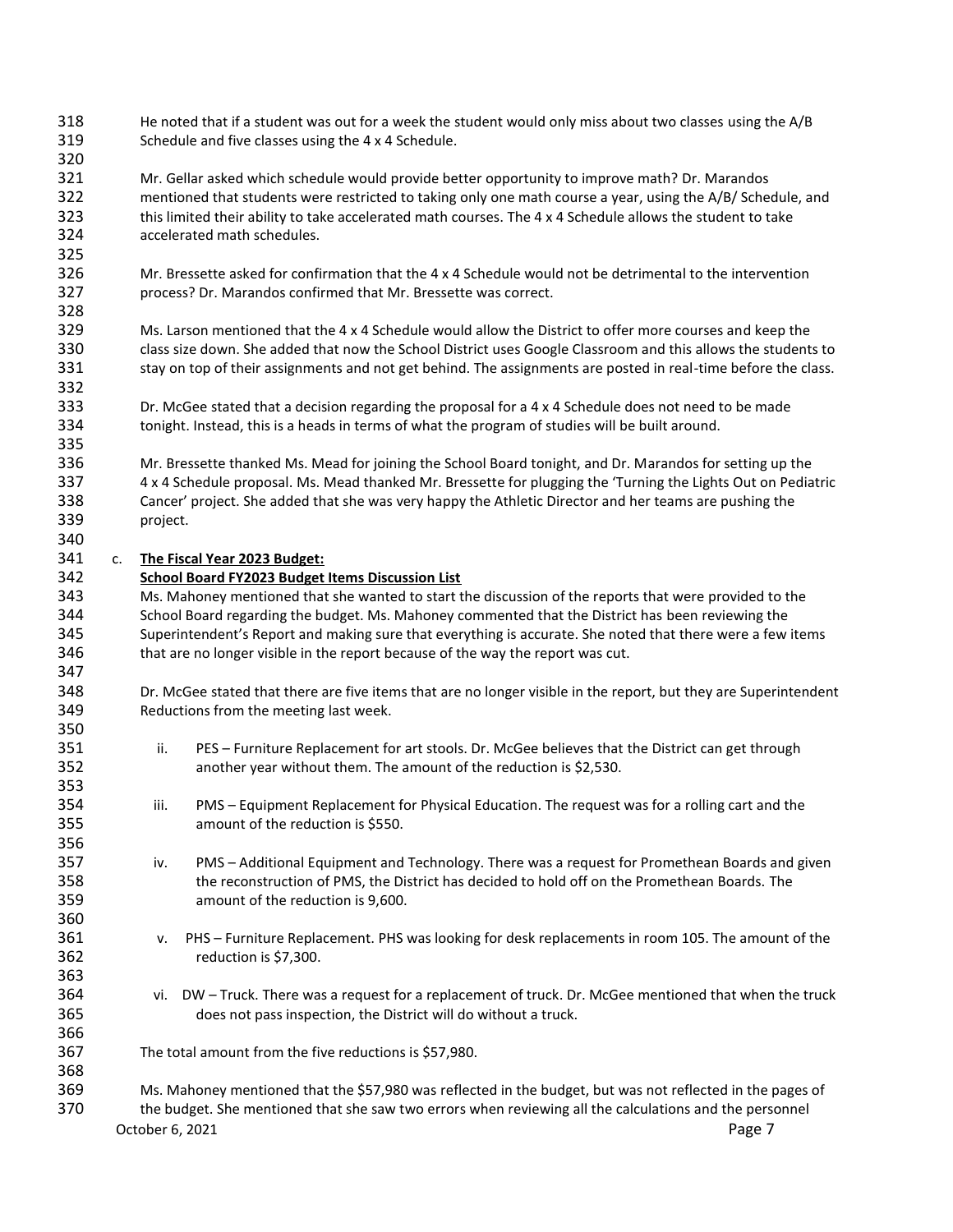He noted that if a student was out for a week the student would only miss about two classes using the A/B Schedule and five classes using the 4 x 4 Schedule.

Mr. Gellar asked which schedule would provide better opportunity to improve math? Dr. Marandos mentioned that students were restricted to taking only one math course a year, using the A/B/ Schedule, and this limited their ability to take accelerated math courses. The 4 x 4 Schedule allows the student to take accelerated math schedules.

Mr. Bressette asked for confirmation that the 4 x 4 Schedule would not be detrimental to the intervention process? Dr. Marandos confirmed that Mr. Bressette was correct.

Ms. Larson mentioned that the 4 x 4 Schedule would allow the District to offer more courses and keep the class size down. She added that now the School District uses Google Classroom and this allows the students to stay on top of their assignments and not get behind. The assignments are posted in real-time before the class.

Dr. McGee stated that a decision regarding the proposal for a 4 x 4 Schedule does not need to be made tonight. Instead, this is a heads in terms of what the program of studies will be built around.

Mr. Bressette thanked Ms. Mead for joining the School Board tonight, and Dr. Marandos for setting up the 4 x 4 Schedule proposal. Ms. Mead thanked Mr. Bressette for plugging the 'Turning the Lights Out on Pediatric Cancer' project. She added that she was very happy the Athletic Director and her teams are pushing the project.

c. **The Fiscal Year 2023 Budget:**

**School Board FY2023 Budget Items Discussion List**

Ms. Mahoney mentioned that she wanted to start the discussion of the reports that were provided to the School Board regarding the budget. Ms. Mahoney commented that the District has been reviewing the Superintendent's Report and making sure that everything is accurate. She noted that there were a few items that are no longer visible in the report because of the way the report was cut.

Dr. McGee stated that there are five items that are no longer visible in the report, but they are Superintendent Reductions from the meeting last week.

ii. PES – Furniture Replacement for art stools. Dr. McGee believes that the District can get through another year without them. The amount of the reduction is $2,530.

iii. PMS – Equipment Replacement for Physical Education. The request was for a rolling cart and the amount of the reduction is $550.

iv. PMS – Additional Equipment and Technology. There was a request for Promethean Boards and given the reconstruction of PMS, the District has decided to hold off on the Promethean Boards. The amount of the reduction is 9,600.

v. PHS – Furniture Replacement. PHS was looking for desk replacements in room 105. The amount of the reduction is $7,300.

vi. DW – Truck. There was a request for a replacement of truck. Dr. McGee mentioned that when the truck does not pass inspection, the District will do without a truck.

The total amount from the five reductions is $57,980.

Ms. Mahoney mentioned that the $57,980 was reflected in the budget, but was not reflected in the pages of the budget. She mentioned that she saw two errors when reviewing all the calculations and the personnel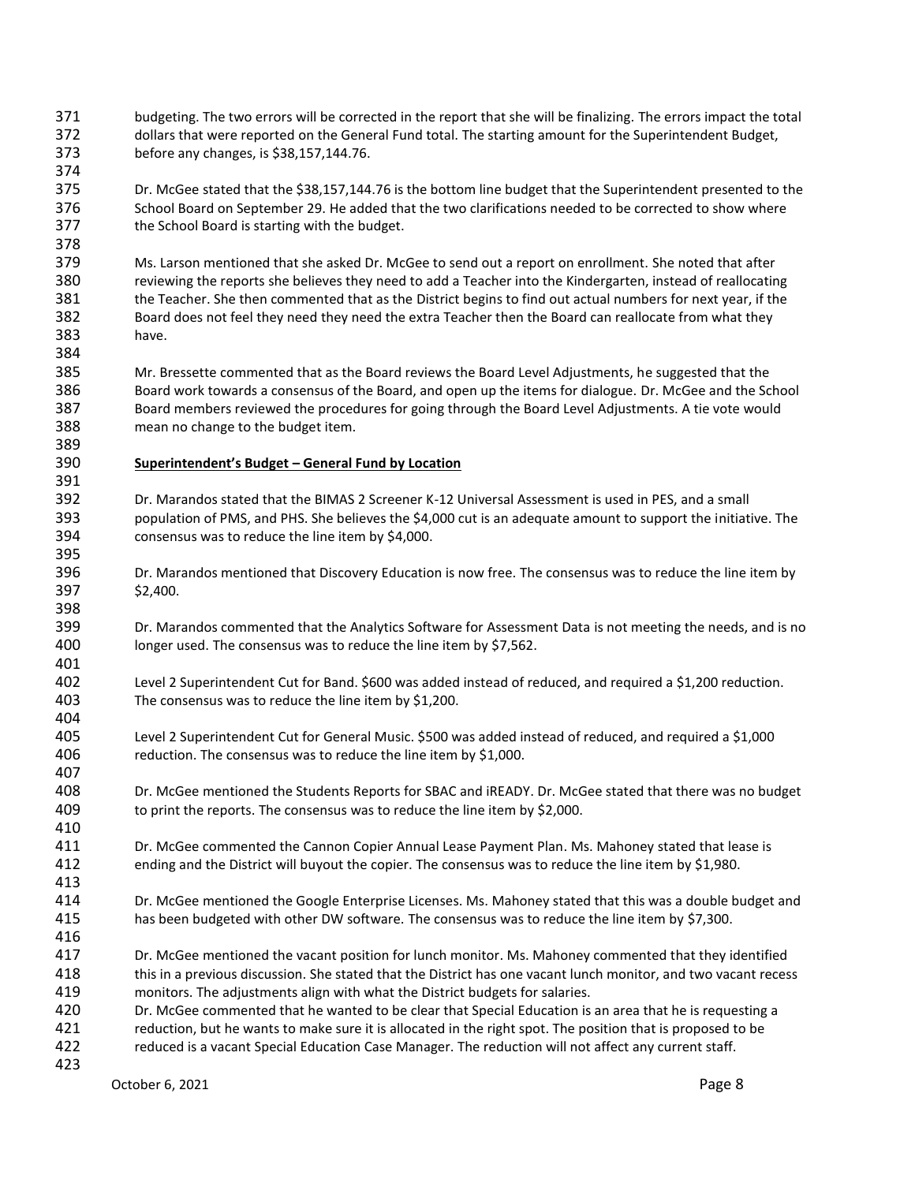budgeting. The two errors will be corrected in the report that she will be finalizing. The errors impact the total dollars that were reported on the General Fund total. The starting amount for the Superintendent Budget, before any changes, is $38,157,144.76.

Dr. McGee stated that the $38,157,144.76 is the bottom line budget that the Superintendent presented to the School Board on September 29. He added that the two clarifications needed to be corrected to show where the School Board is starting with the budget.

Ms. Larson mentioned that she asked Dr. McGee to send out a report on enrollment. She noted that after reviewing the reports she believes they need to add a Teacher into the Kindergarten, instead of reallocating the Teacher. She then commented that as the District begins to find out actual numbers for next year, if the Board does not feel they need they need the extra Teacher then the Board can reallocate from what they have.

Mr. Bressette commented that as the Board reviews the Board Level Adjustments, he suggested that the Board work towards a consensus of the Board, and open up the items for dialogue. Dr. McGee and the School Board members reviewed the procedures for going through the Board Level Adjustments. A tie vote would mean no change to the budget item.

**Superintendent's Budget – General Fund by Location**

Dr. Marandos stated that the BIMAS 2 Screener K-12 Universal Assessment is used in PES, and a small population of PMS, and PHS. She believes the $4,000 cut is an adequate amount to support the initiative. The consensus was to reduce the line item by $4,000.

Dr. Marandos mentioned that Discovery Education is now free. The consensus was to reduce the line item by $2,400.

Dr. Marandos commented that the Analytics Software for Assessment Data is not meeting the needs, and is no longer used. The consensus was to reduce the line item by $7,562.

Level 2 Superintendent Cut for Band. $600 was added instead of reduced, and required a $1,200 reduction. The consensus was to reduce the line item by $1,200.

Level 2 Superintendent Cut for General Music. $500 was added instead of reduced, and required a $1,000 reduction. The consensus was to reduce the line item by $1,000.

Dr. McGee mentioned the Students Reports for SBAC and iREADY. Dr. McGee stated that there was no budget to print the reports. The consensus was to reduce the line item by $2,000.

Dr. McGee commented the Cannon Copier Annual Lease Payment Plan. Ms. Mahoney stated that lease is ending and the District will buyout the copier. The consensus was to reduce the line item by $1,980.

Dr. McGee mentioned the Google Enterprise Licenses. Ms. Mahoney stated that this was a double budget and has been budgeted with other DW software. The consensus was to reduce the line item by $7,300.

Dr. McGee mentioned the vacant position for lunch monitor. Ms. Mahoney commented that they identified this in a previous discussion. She stated that the District has one vacant lunch monitor, and two vacant recess monitors. The adjustments align with what the District budgets for salaries.
Dr. McGee commented that he wanted to be clear that Special Education is an area that he is requesting a reduction, but he wants to make sure it is allocated in the right spot. The position that is proposed to be reduced is a vacant Special Education Case Manager. The reduction will not affect any current staff.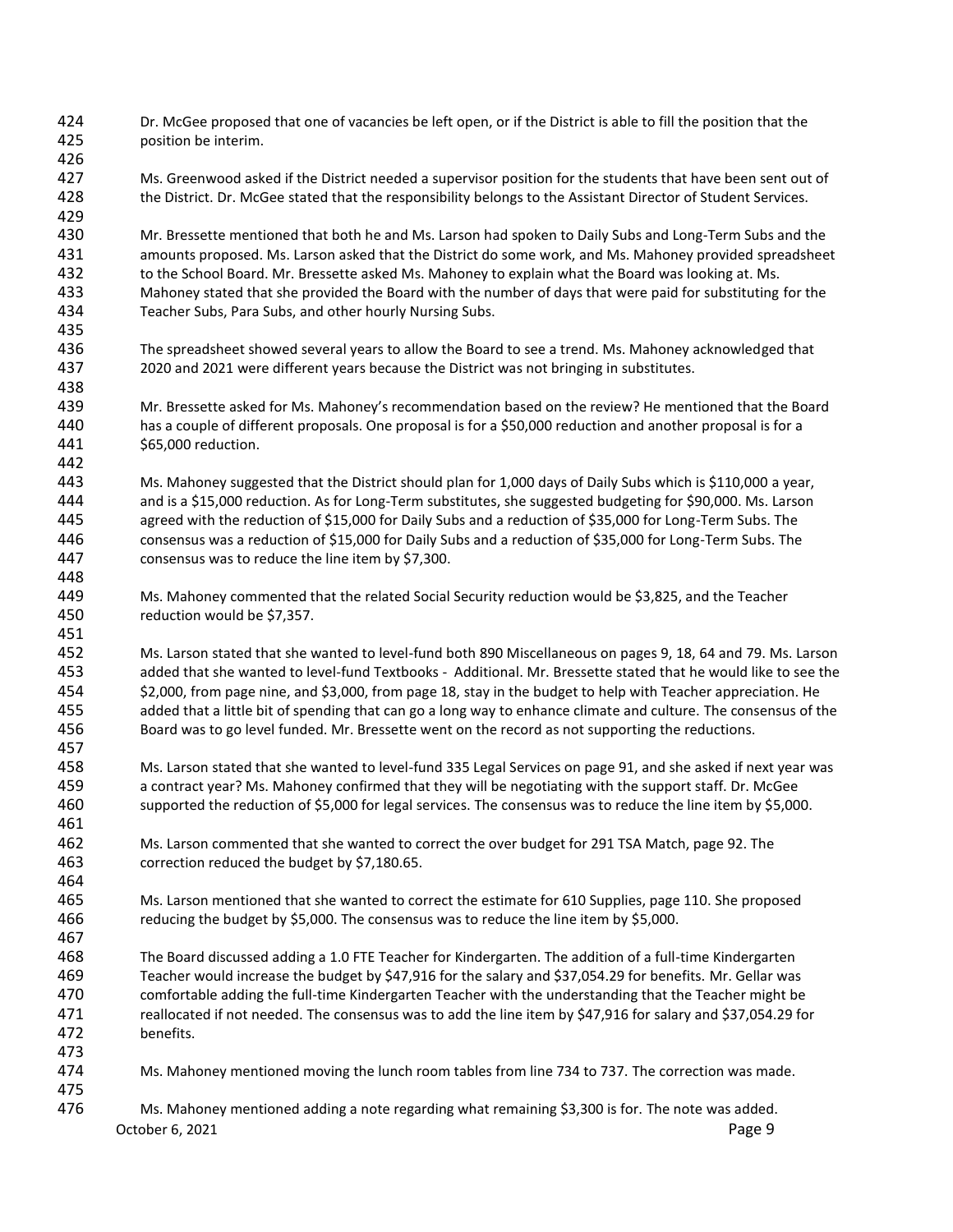Dr. McGee proposed that one of vacancies be left open, or if the District is able to fill the position that the position be interim.

Ms. Greenwood asked if the District needed a supervisor position for the students that have been sent out of the District. Dr. McGee stated that the responsibility belongs to the Assistant Director of Student Services.

Mr. Bressette mentioned that both he and Ms. Larson had spoken to Daily Subs and Long-Term Subs and the amounts proposed. Ms. Larson asked that the District do some work, and Ms. Mahoney provided spreadsheet to the School Board. Mr. Bressette asked Ms. Mahoney to explain what the Board was looking at. Ms. Mahoney stated that she provided the Board with the number of days that were paid for substituting for the Teacher Subs, Para Subs, and other hourly Nursing Subs.

The spreadsheet showed several years to allow the Board to see a trend. Ms. Mahoney acknowledged that 2020 and 2021 were different years because the District was not bringing in substitutes.

Mr. Bressette asked for Ms. Mahoney's recommendation based on the review? He mentioned that the Board has a couple of different proposals. One proposal is for a $50,000 reduction and another proposal is for a $65,000 reduction.

Ms. Mahoney suggested that the District should plan for 1,000 days of Daily Subs which is $110,000 a year, and is a $15,000 reduction. As for Long-Term substitutes, she suggested budgeting for $90,000. Ms. Larson agreed with the reduction of $15,000 for Daily Subs and a reduction of $35,000 for Long-Term Subs. The consensus was a reduction of $15,000 for Daily Subs and a reduction of $35,000 for Long-Term Subs. The consensus was to reduce the line item by $7,300.

Ms. Mahoney commented that the related Social Security reduction would be $3,825, and the Teacher reduction would be $7,357.

Ms. Larson stated that she wanted to level-fund both 890 Miscellaneous on pages 9, 18, 64 and 79. Ms. Larson added that she wanted to level-fund Textbooks - Additional. Mr. Bressette stated that he would like to see the $2,000, from page nine, and $3,000, from page 18, stay in the budget to help with Teacher appreciation. He added that a little bit of spending that can go a long way to enhance climate and culture. The consensus of the Board was to go level funded. Mr. Bressette went on the record as not supporting the reductions.

Ms. Larson stated that she wanted to level-fund 335 Legal Services on page 91, and she asked if next year was a contract year? Ms. Mahoney confirmed that they will be negotiating with the support staff. Dr. McGee supported the reduction of $5,000 for legal services. The consensus was to reduce the line item by $5,000.

Ms. Larson commented that she wanted to correct the over budget for 291 TSA Match, page 92. The correction reduced the budget by $7,180.65.

Ms. Larson mentioned that she wanted to correct the estimate for 610 Supplies, page 110. She proposed reducing the budget by $5,000. The consensus was to reduce the line item by $5,000.

The Board discussed adding a 1.0 FTE Teacher for Kindergarten. The addition of a full-time Kindergarten Teacher would increase the budget by $47,916 for the salary and $37,054.29 for benefits. Mr. Gellar was comfortable adding the full-time Kindergarten Teacher with the understanding that the Teacher might be reallocated if not needed. The consensus was to add the line item by $47,916 for salary and $37,054.29 for benefits.

Ms. Mahoney mentioned moving the lunch room tables from line 734 to 737. The correction was made.

Ms. Mahoney mentioned adding a note regarding what remaining $3,300 is for. The note was added.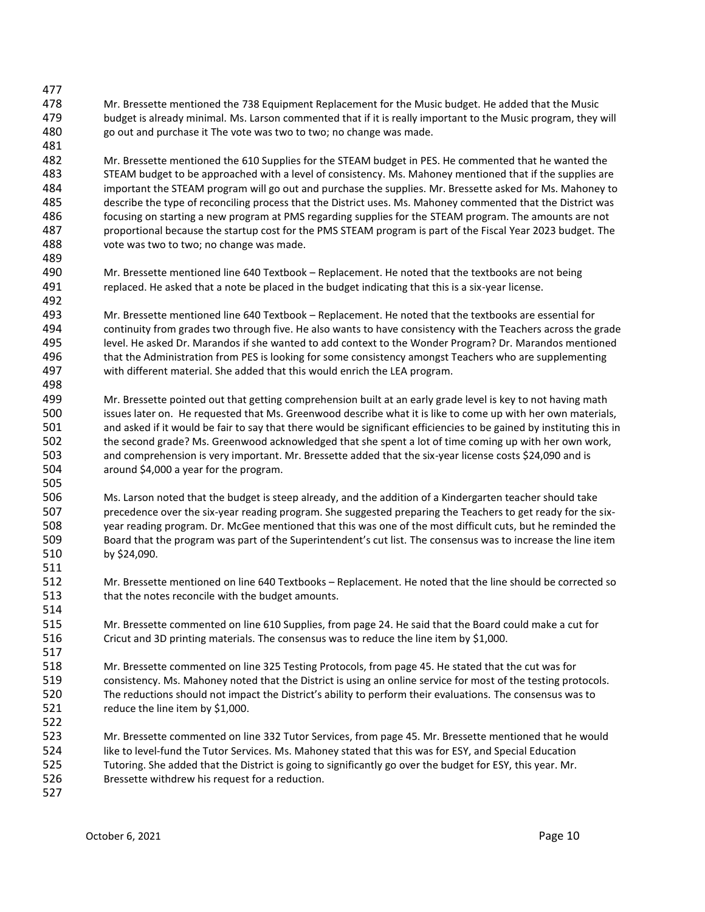Mr. Bressette mentioned the 738 Equipment Replacement for the Music budget. He added that the Music budget is already minimal. Ms. Larson commented that if it is really important to the Music program, they will go out and purchase it The vote was two to two; no change was made.

Mr. Bressette mentioned the 610 Supplies for the STEAM budget in PES. He commented that he wanted the STEAM budget to be approached with a level of consistency. Ms. Mahoney mentioned that if the supplies are important the STEAM program will go out and purchase the supplies. Mr. Bressette asked for Ms. Mahoney to describe the type of reconciling process that the District uses. Ms. Mahoney commented that the District was focusing on starting a new program at PMS regarding supplies for the STEAM program. The amounts are not proportional because the startup cost for the PMS STEAM program is part of the Fiscal Year 2023 budget. The vote was two to two; no change was made.

Mr. Bressette mentioned line 640 Textbook – Replacement. He noted that the textbooks are not being replaced. He asked that a note be placed in the budget indicating that this is a six-year license.

Mr. Bressette mentioned line 640 Textbook – Replacement. He noted that the textbooks are essential for continuity from grades two through five. He also wants to have consistency with the Teachers across the grade level. He asked Dr. Marandos if she wanted to add context to the Wonder Program? Dr. Marandos mentioned that the Administration from PES is looking for some consistency amongst Teachers who are supplementing with different material. She added that this would enrich the LEA program.

Mr. Bressette pointed out that getting comprehension built at an early grade level is key to not having math issues later on. He requested that Ms. Greenwood describe what it is like to come up with her own materials, and asked if it would be fair to say that there would be significant efficiencies to be gained by instituting this in the second grade? Ms. Greenwood acknowledged that she spent a lot of time coming up with her own work, and comprehension is very important. Mr. Bressette added that the six-year license costs $24,090 and is around $4,000 a year for the program.

Ms. Larson noted that the budget is steep already, and the addition of a Kindergarten teacher should take precedence over the six-year reading program. She suggested preparing the Teachers to get ready for the six-year reading program. Dr. McGee mentioned that this was one of the most difficult cuts, but he reminded the Board that the program was part of the Superintendent's cut list. The consensus was to increase the line item by $24,090.

Mr. Bressette mentioned on line 640 Textbooks – Replacement. He noted that the line should be corrected so that the notes reconcile with the budget amounts.

Mr. Bressette commented on line 610 Supplies, from page 24. He said that the Board could make a cut for Cricut and 3D printing materials. The consensus was to reduce the line item by $1,000.

Mr. Bressette commented on line 325 Testing Protocols, from page 45. He stated that the cut was for consistency. Ms. Mahoney noted that the District is using an online service for most of the testing protocols. The reductions should not impact the District's ability to perform their evaluations. The consensus was to reduce the line item by $1,000.

Mr. Bressette commented on line 332 Tutor Services, from page 45. Mr. Bressette mentioned that he would like to level-fund the Tutor Services. Ms. Mahoney stated that this was for ESY, and Special Education Tutoring. She added that the District is going to significantly go over the budget for ESY, this year. Mr. Bressette withdrew his request for a reduction.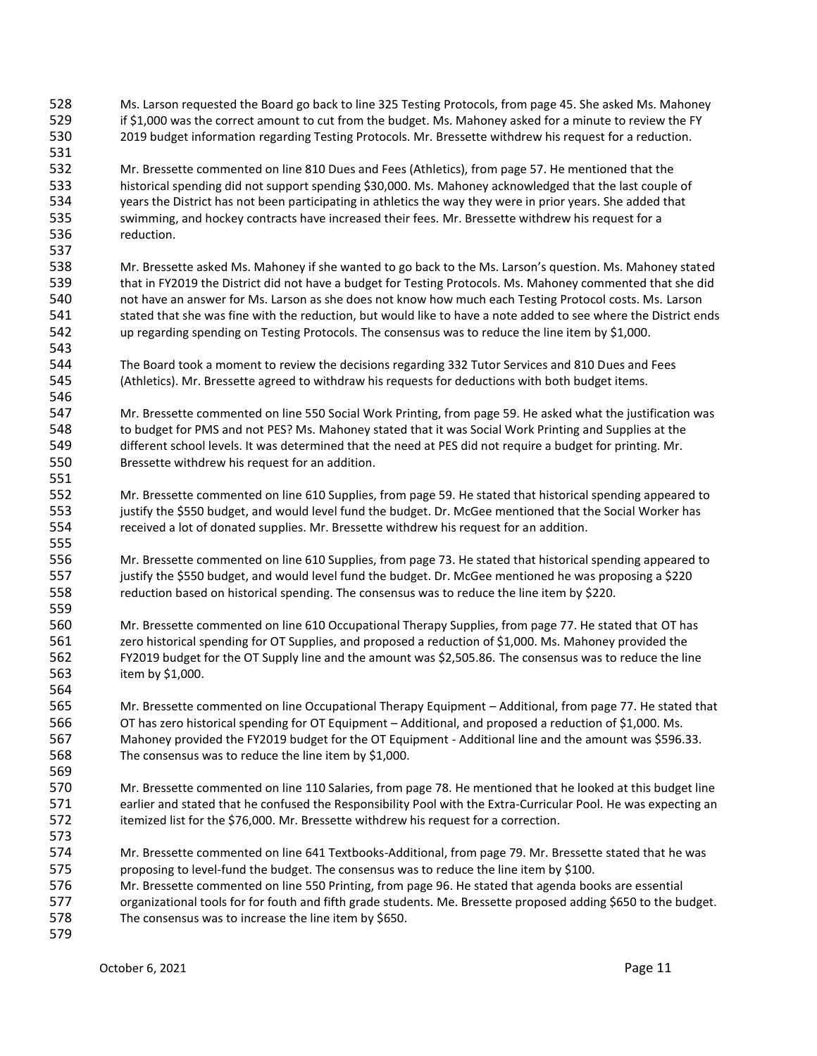Ms. Larson requested the Board go back to line 325 Testing Protocols, from page 45. She asked Ms. Mahoney if $1,000 was the correct amount to cut from the budget. Ms. Mahoney asked for a minute to review the FY 2019 budget information regarding Testing Protocols. Mr. Bressette withdrew his request for a reduction.

Mr. Bressette commented on line 810 Dues and Fees (Athletics), from page 57. He mentioned that the historical spending did not support spending $30,000. Ms. Mahoney acknowledged that the last couple of years the District has not been participating in athletics the way they were in prior years. She added that swimming, and hockey contracts have increased their fees. Mr. Bressette withdrew his request for a reduction.

Mr. Bressette asked Ms. Mahoney if she wanted to go back to the Ms. Larson's question. Ms. Mahoney stated that in FY2019 the District did not have a budget for Testing Protocols. Ms. Mahoney commented that she did not have an answer for Ms. Larson as she does not know how much each Testing Protocol costs. Ms. Larson stated that she was fine with the reduction, but would like to have a note added to see where the District ends up regarding spending on Testing Protocols. The consensus was to reduce the line item by $1,000.

The Board took a moment to review the decisions regarding 332 Tutor Services and 810 Dues and Fees (Athletics). Mr. Bressette agreed to withdraw his requests for deductions with both budget items.

Mr. Bressette commented on line 550 Social Work Printing, from page 59. He asked what the justification was to budget for PMS and not PES? Ms. Mahoney stated that it was Social Work Printing and Supplies at the different school levels. It was determined that the need at PES did not require a budget for printing. Mr. Bressette withdrew his request for an addition.

Mr. Bressette commented on line 610 Supplies, from page 59. He stated that historical spending appeared to justify the $550 budget, and would level fund the budget. Dr. McGee mentioned that the Social Worker has received a lot of donated supplies. Mr. Bressette withdrew his request for an addition.

Mr. Bressette commented on line 610 Supplies, from page 73. He stated that historical spending appeared to justify the $550 budget, and would level fund the budget. Dr. McGee mentioned he was proposing a $220 reduction based on historical spending. The consensus was to reduce the line item by $220.

Mr. Bressette commented on line 610 Occupational Therapy Supplies, from page 77. He stated that OT has zero historical spending for OT Supplies, and proposed a reduction of $1,000. Ms. Mahoney provided the FY2019 budget for the OT Supply line and the amount was $2,505.86. The consensus was to reduce the line item by $1,000.

Mr. Bressette commented on line Occupational Therapy Equipment – Additional, from page 77. He stated that OT has zero historical spending for OT Equipment – Additional, and proposed a reduction of $1,000. Ms. Mahoney provided the FY2019 budget for the OT Equipment - Additional line and the amount was $596.33. The consensus was to reduce the line item by $1,000.

Mr. Bressette commented on line 110 Salaries, from page 78. He mentioned that he looked at this budget line earlier and stated that he confused the Responsibility Pool with the Extra-Curricular Pool. He was expecting an itemized list for the $76,000. Mr. Bressette withdrew his request for a correction.

Mr. Bressette commented on line 641 Textbooks-Additional, from page 79. Mr. Bressette stated that he was proposing to level-fund the budget. The consensus was to reduce the line item by $100.
Mr. Bressette commented on line 550 Printing, from page 96. He stated that agenda books are essential organizational tools for for fouth and fifth grade students. Me. Bressette proposed adding $650 to the budget. The consensus was to increase the line item by $650.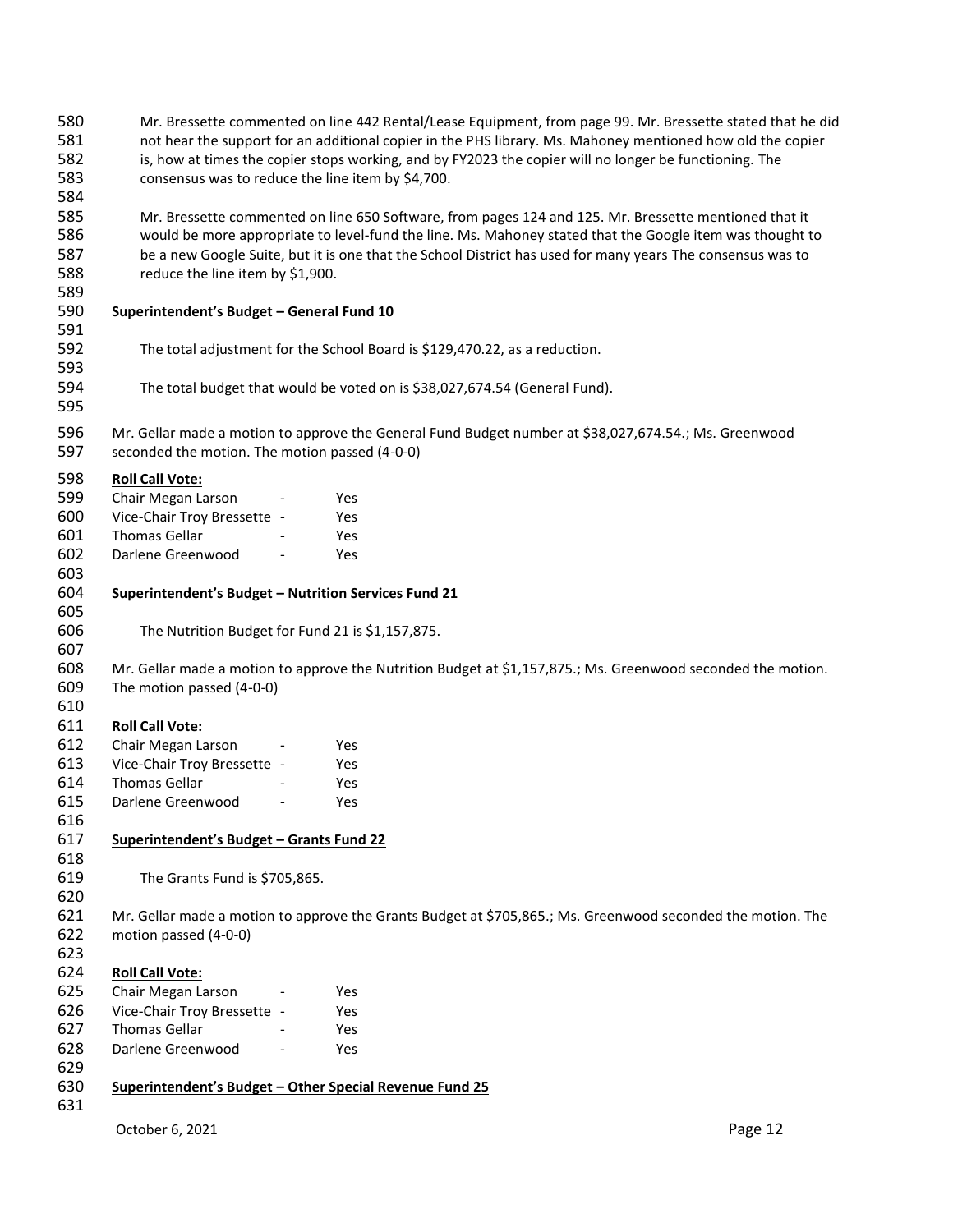Mr. Bressette commented on line 442 Rental/Lease Equipment, from page 99. Mr. Bressette stated that he did not hear the support for an additional copier in the PHS library. Ms. Mahoney mentioned how old the copier is, how at times the copier stops working, and by FY2023 the copier will no longer be functioning. The consensus was to reduce the line item by $4,700.

Mr. Bressette commented on line 650 Software, from pages 124 and 125. Mr. Bressette mentioned that it would be more appropriate to level-fund the line. Ms. Mahoney stated that the Google item was thought to be a new Google Suite, but it is one that the School District has used for many years The consensus was to reduce the line item by $1,900.

**Superintendent's Budget – General Fund 10**

The total adjustment for the School Board is $129,470.22, as a reduction.

The total budget that would be voted on is $38,027,674.54 (General Fund).

Mr. Gellar made a motion to approve the General Fund Budget number at $38,027,674.54.; Ms. Greenwood seconded the motion. The motion passed (4-0-0)

**Roll Call Vote:**

Chair Megan Larson - Yes
Vice-Chair Troy Bressette - Yes
Thomas Gellar - Yes
Darlene Greenwood - Yes

**Superintendent's Budget – Nutrition Services Fund 21**

The Nutrition Budget for Fund 21 is $1,157,875.

Mr. Gellar made a motion to approve the Nutrition Budget at $1,157,875.; Ms. Greenwood seconded the motion. The motion passed (4-0-0)

**Roll Call Vote:**

Chair Megan Larson - Yes
Vice-Chair Troy Bressette - Yes
Thomas Gellar - Yes
Darlene Greenwood - Yes

**Superintendent's Budget – Grants Fund 22**

The Grants Fund is $705,865.

Mr. Gellar made a motion to approve the Grants Budget at $705,865.; Ms. Greenwood seconded the motion. The motion passed (4-0-0)

**Roll Call Vote:**

Chair Megan Larson - Yes
Vice-Chair Troy Bressette - Yes
Thomas Gellar - Yes
Darlene Greenwood - Yes

**Superintendent's Budget – Other Special Revenue Fund 25**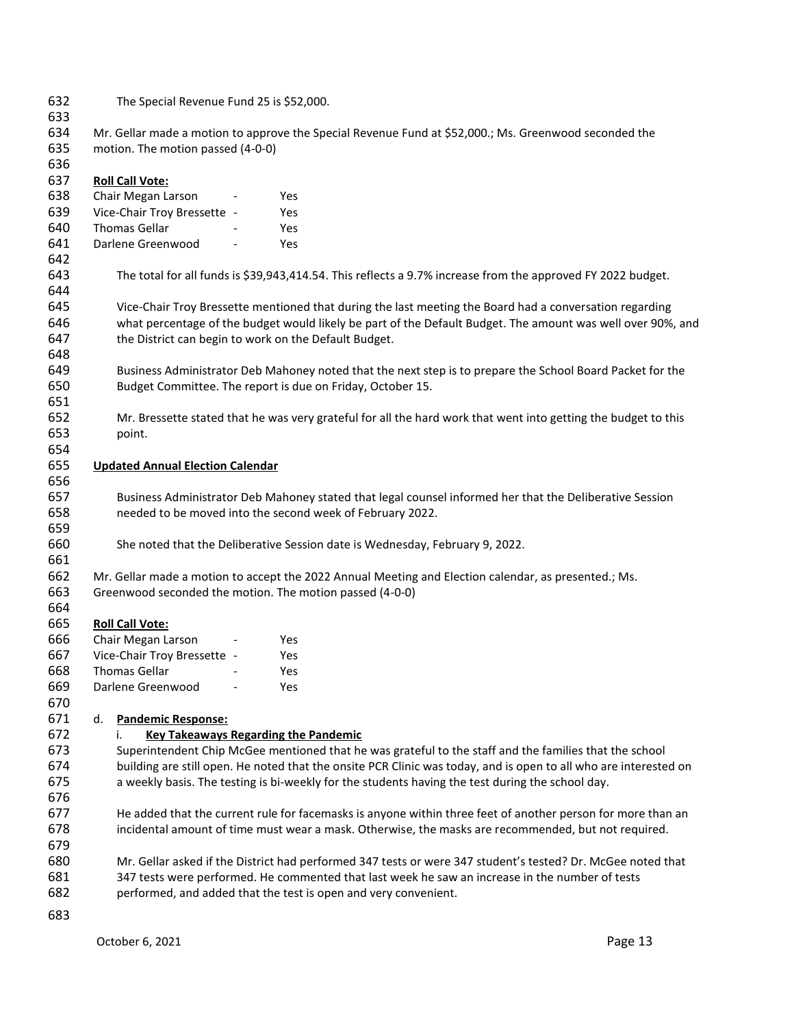The Special Revenue Fund 25 is $52,000.

Mr. Gellar made a motion to approve the Special Revenue Fund at $52,000.; Ms. Greenwood seconded the motion. The motion passed (4-0-0)

**Roll Call Vote:**

| | | |
|---|---|---|
| Chair Megan Larson | - | Yes |
| Vice-Chair Troy Bressette | - | Yes |
| Thomas Gellar | - | Yes |
| Darlene Greenwood | - | Yes |

The total for all funds is $39,943,414.54. This reflects a 9.7% increase from the approved FY 2022 budget.

Vice-Chair Troy Bressette mentioned that during the last meeting the Board had a conversation regarding what percentage of the budget would likely be part of the Default Budget. The amount was well over 90%, and the District can begin to work on the Default Budget.

Business Administrator Deb Mahoney noted that the next step is to prepare the School Board Packet for the Budget Committee. The report is due on Friday, October 15.

Mr. Bressette stated that he was very grateful for all the hard work that went into getting the budget to this point.

**Updated Annual Election Calendar**

Business Administrator Deb Mahoney stated that legal counsel informed her that the Deliberative Session needed to be moved into the second week of February 2022.

She noted that the Deliberative Session date is Wednesday, February 9, 2022.

Mr. Gellar made a motion to accept the 2022 Annual Meeting and Election calendar, as presented.; Ms. Greenwood seconded the motion. The motion passed (4-0-0)

**Roll Call Vote:**

| | | |
|---|---|---|
| Chair Megan Larson | - | Yes |
| Vice-Chair Troy Bressette | - | Yes |
| Thomas Gellar | - | Yes |
| Darlene Greenwood | - | Yes |

d. **Pandemic Response:**

i. **Key Takeaways Regarding the Pandemic**

Superintendent Chip McGee mentioned that he was grateful to the staff and the families that the school building are still open. He noted that the onsite PCR Clinic was today, and is open to all who are interested on a weekly basis. The testing is bi-weekly for the students having the test during the school day.

He added that the current rule for facemasks is anyone within three feet of another person for more than an incidental amount of time must wear a mask. Otherwise, the masks are recommended, but not required.

Mr. Gellar asked if the District had performed 347 tests or were 347 student's tested? Dr. McGee noted that 347 tests were performed. He commented that last week he saw an increase in the number of tests performed, and added that the test is open and very convenient.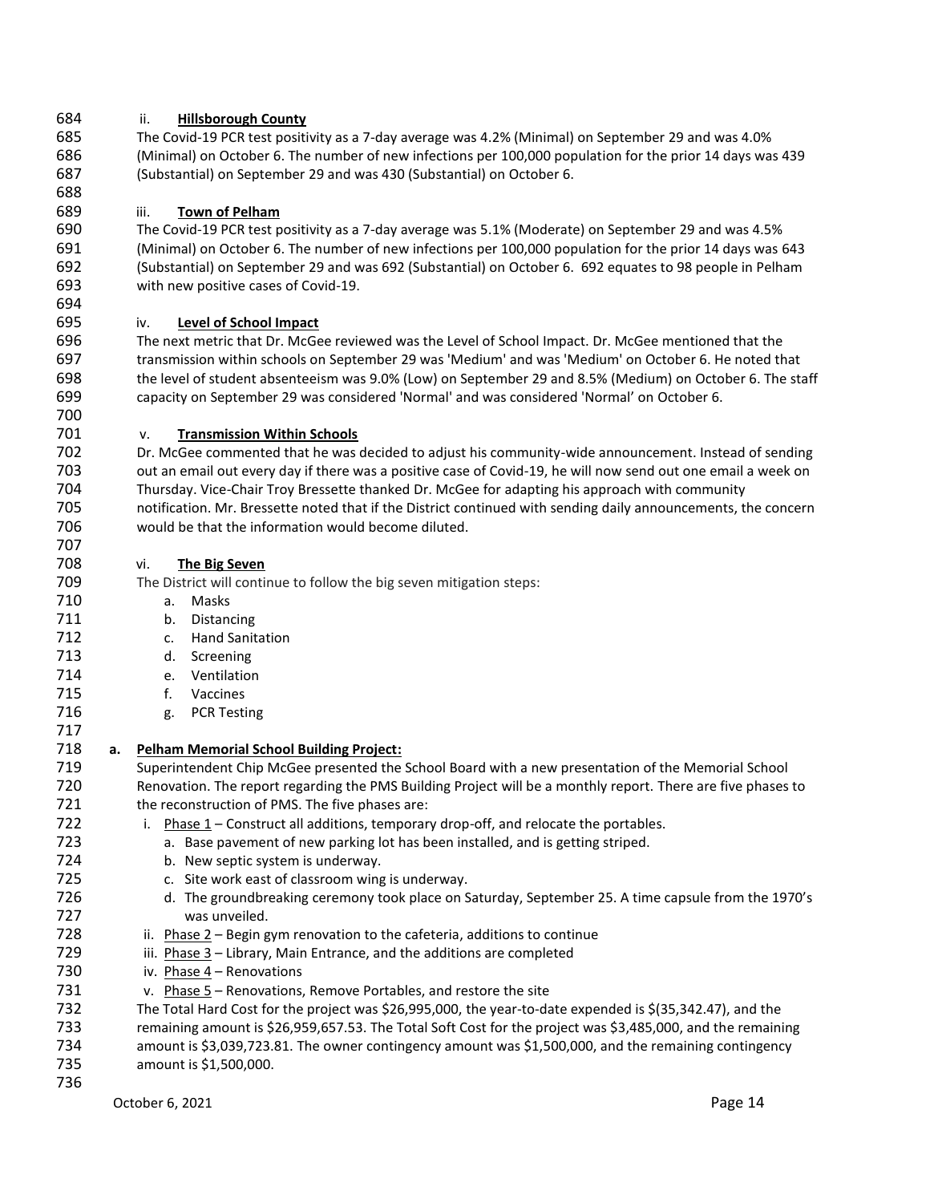ii. **Hillsborough County**

The Covid-19 PCR test positivity as a 7-day average was 4.2% (Minimal) on September 29 and was 4.0% (Minimal) on October 6. The number of new infections per 100,000 population for the prior 14 days was 439 (Substantial) on September 29 and was 430 (Substantial) on October 6.

iii. **Town of Pelham**

The Covid-19 PCR test positivity as a 7-day average was 5.1% (Moderate) on September 29 and was 4.5% (Minimal) on October 6. The number of new infections per 100,000 population for the prior 14 days was 643 (Substantial) on September 29 and was 692 (Substantial) on October 6. 692 equates to 98 people in Pelham with new positive cases of Covid-19.

iv. **Level of School Impact**

The next metric that Dr. McGee reviewed was the Level of School Impact. Dr. McGee mentioned that the transmission within schools on September 29 was 'Medium' and was 'Medium' on October 6. He noted that the level of student absenteeism was 9.0% (Low) on September 29 and 8.5% (Medium) on October 6. The staff capacity on September 29 was considered 'Normal' and was considered 'Normal' on October 6.

v. **Transmission Within Schools**

Dr. McGee commented that he was decided to adjust his community-wide announcement. Instead of sending out an email out every day if there was a positive case of Covid-19, he will now send out one email a week on Thursday. Vice-Chair Troy Bressette thanked Dr. McGee for adapting his approach with community notification. Mr. Bressette noted that if the District continued with sending daily announcements, the concern would be that the information would become diluted.

vi. **The Big Seven**

The District will continue to follow the big seven mitigation steps:

a. Masks
b. Distancing
c. Hand Sanitation
d. Screening
e. Ventilation
f. Vaccines
g. PCR Testing

**a. Pelham Memorial School Building Project:**

Superintendent Chip McGee presented the School Board with a new presentation of the Memorial School Renovation. The report regarding the PMS Building Project will be a monthly report. There are five phases to the reconstruction of PMS. The five phases are:

i. Phase 1 – Construct all additions, temporary drop-off, and relocate the portables.
   a. Base pavement of new parking lot has been installed, and is getting striped.
   b. New septic system is underway.
   c. Site work east of classroom wing is underway.
   d. The groundbreaking ceremony took place on Saturday, September 25. A time capsule from the 1970's was unveiled.

ii. Phase 2 – Begin gym renovation to the cafeteria, additions to continue

iii. Phase 3 – Library, Main Entrance, and the additions are completed

iv. Phase 4 – Renovations

v. Phase 5 – Renovations, Remove Portables, and restore the site

The Total Hard Cost for the project was $26,995,000, the year-to-date expended is $(35,342.47), and the remaining amount is $26,959,657.53. The Total Soft Cost for the project was $3,485,000, and the remaining amount is $3,039,723.81. The owner contingency amount was $1,500,000, and the remaining contingency amount is $1,500,000.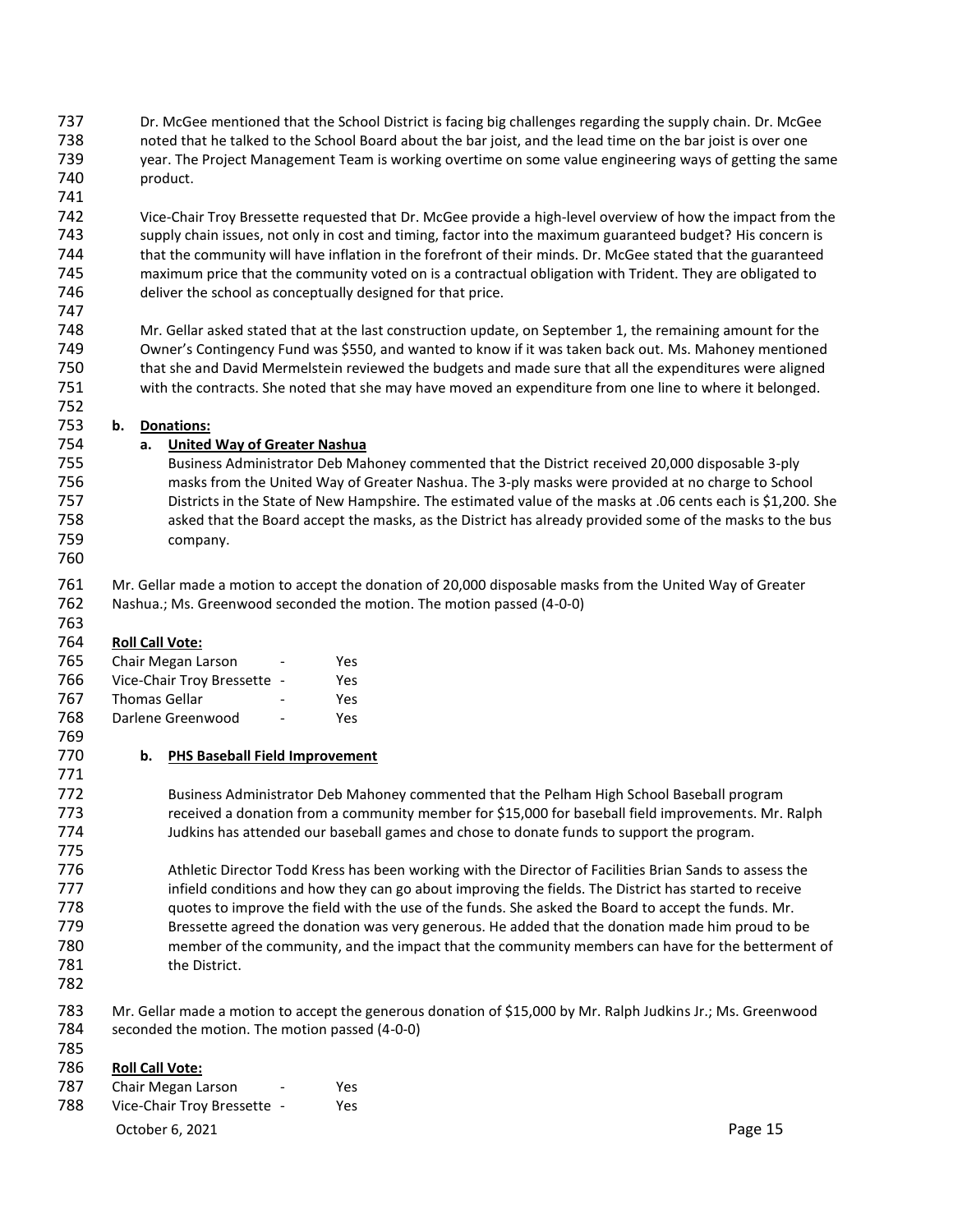Dr. McGee mentioned that the School District is facing big challenges regarding the supply chain. Dr. McGee noted that he talked to the School Board about the bar joist, and the lead time on the bar joist is over one year. The Project Management Team is working overtime on some value engineering ways of getting the same product.

Vice-Chair Troy Bressette requested that Dr. McGee provide a high-level overview of how the impact from the supply chain issues, not only in cost and timing, factor into the maximum guaranteed budget? His concern is that the community will have inflation in the forefront of their minds. Dr. McGee stated that the guaranteed maximum price that the community voted on is a contractual obligation with Trident. They are obligated to deliver the school as conceptually designed for that price.

Mr. Gellar asked stated that at the last construction update, on September 1, the remaining amount for the Owner's Contingency Fund was $550, and wanted to know if it was taken back out. Ms. Mahoney mentioned that she and David Mermelstein reviewed the budgets and made sure that all the expenditures were aligned with the contracts. She noted that she may have moved an expenditure from one line to where it belonged.

**b. Donations:**

**a. United Way of Greater Nashua**

Business Administrator Deb Mahoney commented that the District received 20,000 disposable 3-ply masks from the United Way of Greater Nashua. The 3-ply masks were provided at no charge to School Districts in the State of New Hampshire. The estimated value of the masks at .06 cents each is $1,200. She asked that the Board accept the masks, as the District has already provided some of the masks to the bus company.

Mr. Gellar made a motion to accept the donation of 20,000 disposable masks from the United Way of Greater Nashua.; Ms. Greenwood seconded the motion. The motion passed (4-0-0)

**Roll Call Vote:**

| | | |
|---|---|---|
| Chair Megan Larson | - | Yes |
| Vice-Chair Troy Bressette | - | Yes |
| Thomas Gellar | - | Yes |
| Darlene Greenwood | - | Yes |

**b. PHS Baseball Field Improvement**

Business Administrator Deb Mahoney commented that the Pelham High School Baseball program received a donation from a community member for $15,000 for baseball field improvements. Mr. Ralph Judkins has attended our baseball games and chose to donate funds to support the program.

Athletic Director Todd Kress has been working with the Director of Facilities Brian Sands to assess the infield conditions and how they can go about improving the fields. The District has started to receive quotes to improve the field with the use of the funds. She asked the Board to accept the funds. Mr. Bressette agreed the donation was very generous. He added that the donation made him proud to be member of the community, and the impact that the community members can have for the betterment of the District.

Mr. Gellar made a motion to accept the generous donation of $15,000 by Mr. Ralph Judkins Jr.; Ms. Greenwood seconded the motion. The motion passed (4-0-0)

**Roll Call Vote:**

| | | |
|---|---|---|
| Chair Megan Larson | - | Yes |
| Vice-Chair Troy Bressette | - | Yes |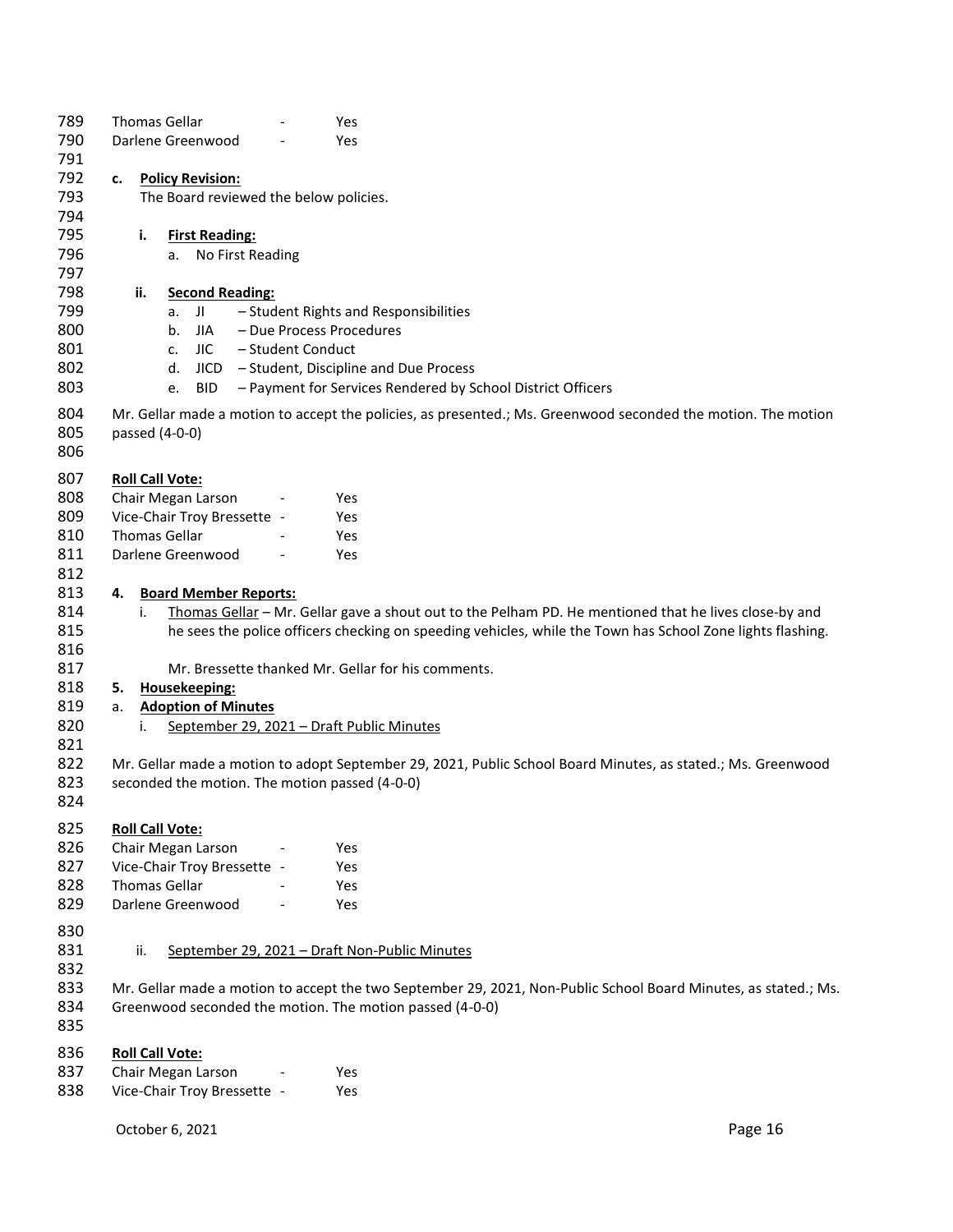Thomas Gellar - Yes
Darlene Greenwood - Yes

**c. Policy Revision:**

The Board reviewed the below policies.

**i. First Reading:**

a. No First Reading

**ii. Second Reading:**

a. JI – Student Rights and Responsibilities
b. JIA – Due Process Procedures
c. JIC – Student Conduct
d. JICD – Student, Discipline and Due Process
e. BID – Payment for Services Rendered by School District Officers

Mr. Gellar made a motion to accept the policies, as presented.; Ms. Greenwood seconded the motion. The motion passed (4-0-0)

**Roll Call Vote:**

Chair Megan Larson - Yes
Vice-Chair Troy Bressette - Yes
Thomas Gellar - Yes
Darlene Greenwood - Yes

**4. Board Member Reports:**

i. Thomas Gellar – Mr. Gellar gave a shout out to the Pelham PD. He mentioned that he lives close-by and he sees the police officers checking on speeding vehicles, while the Town has School Zone lights flashing.

Mr. Bressette thanked Mr. Gellar for his comments.

**5. Housekeeping:**

**a. Adoption of Minutes**

i. September 29, 2021 – Draft Public Minutes

Mr. Gellar made a motion to adopt September 29, 2021, Public School Board Minutes, as stated.; Ms. Greenwood seconded the motion. The motion passed (4-0-0)

**Roll Call Vote:**

Chair Megan Larson - Yes
Vice-Chair Troy Bressette - Yes
Thomas Gellar - Yes
Darlene Greenwood - Yes

ii. September 29, 2021 – Draft Non-Public Minutes

Mr. Gellar made a motion to accept the two September 29, 2021, Non-Public School Board Minutes, as stated.; Ms. Greenwood seconded the motion. The motion passed (4-0-0)

**Roll Call Vote:**

Chair Megan Larson - Yes
Vice-Chair Troy Bressette - Yes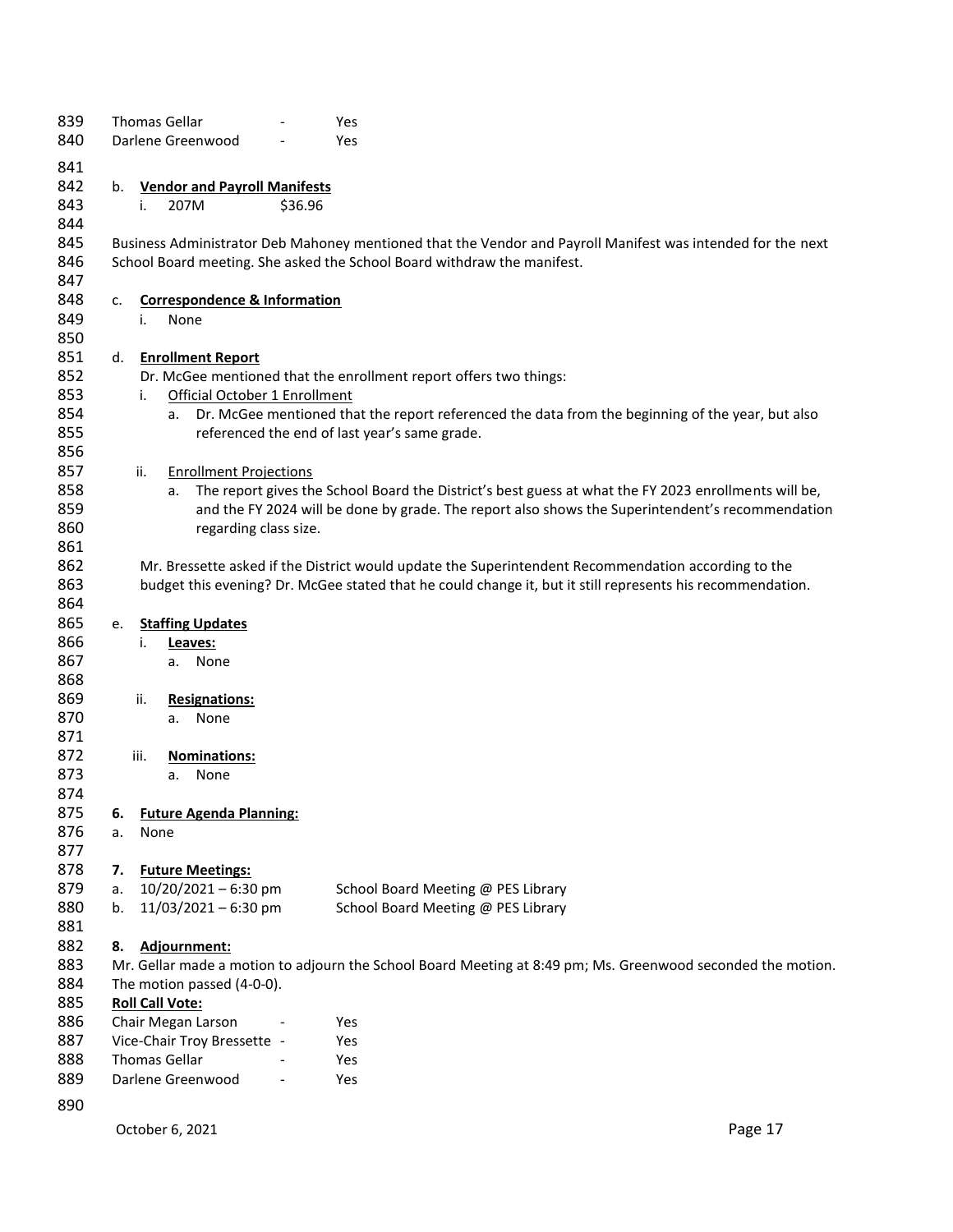Thomas Gellar - Yes
Darlene Greenwood - Yes

b. **Vendor and Payroll Manifests**

  i. 207M $36.96

Business Administrator Deb Mahoney mentioned that the Vendor and Payroll Manifest was intended for the next School Board meeting. She asked the School Board withdraw the manifest.

c. **Correspondence & Information**

  i. None

d. **Enrollment Report**

Dr. McGee mentioned that the enrollment report offers two things:

  i. Official October 1 Enrollment
    a. Dr. McGee mentioned that the report referenced the data from the beginning of the year, but also referenced the end of last year's same grade.

  ii. Enrollment Projections
    a. The report gives the School Board the District's best guess at what the FY 2023 enrollments will be, and the FY 2024 will be done by grade. The report also shows the Superintendent's recommendation regarding class size.

Mr. Bressette asked if the District would update the Superintendent Recommendation according to the budget this evening? Dr. McGee stated that he could change it, but it still represents his recommendation.

e. **Staffing Updates**

  i. **Leaves:**
    a. None

  ii. **Resignations:**
    a. None

  iii. **Nominations:**
    a. None

**6. Future Agenda Planning:**

a. None

**7. Future Meetings:**

a. 10/20/2021 – 6:30 pm School Board Meeting @ PES Library
b. 11/03/2021 – 6:30 pm School Board Meeting @ PES Library

**8. Adjournment:**

Mr. Gellar made a motion to adjourn the School Board Meeting at 8:49 pm; Ms. Greenwood seconded the motion. The motion passed (4-0-0).

**Roll Call Vote:**

Chair Megan Larson - Yes
Vice-Chair Troy Bressette - Yes
Thomas Gellar - Yes
Darlene Greenwood - Yes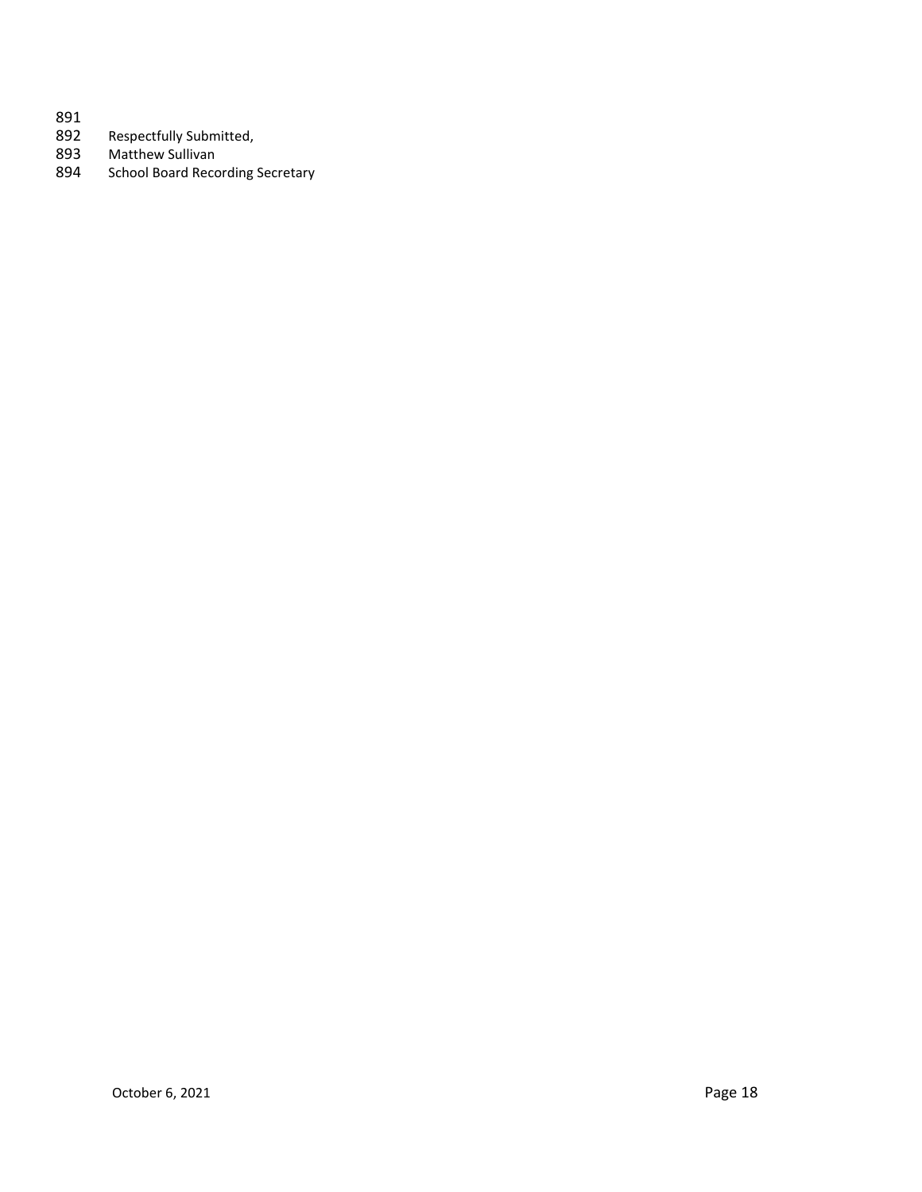Respectfully Submitted,
Matthew Sullivan
School Board Recording Secretary